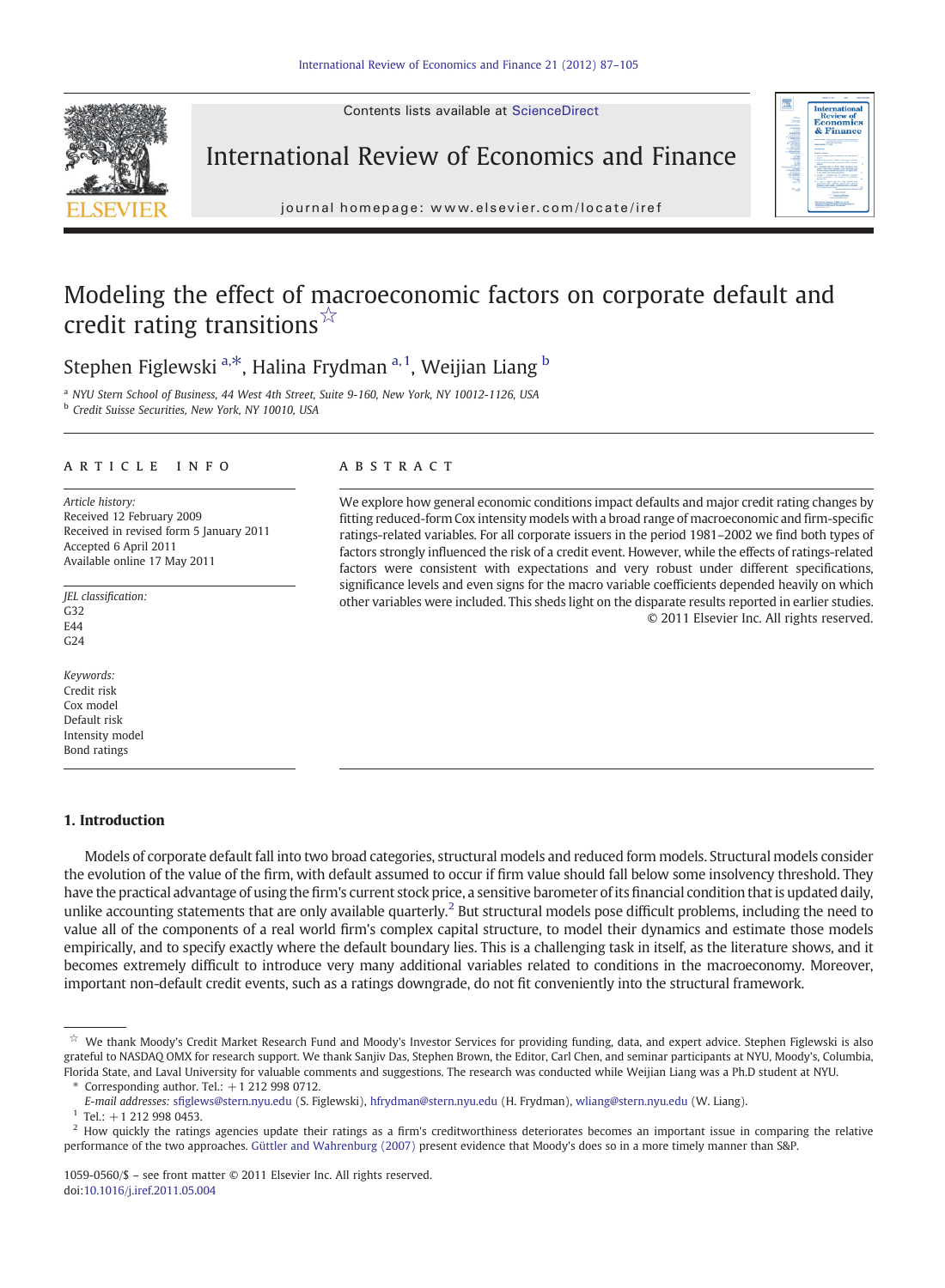# Modeling the effect of macroeconomic factors on corporate default and credit rating transitions ☆

Stephen Figlewski [a,*], Halina Frydman [a,1], Weijian Liang [b]

[a] NYU Stern School of Business, 44 West 4th Street, Suite 9-160, New York, NY 10012-1126, USA
[b] Credit Suisse Securities, New York, NY 10010, USA

## ARTICLE INFO

*Article history:*
Received 12 February 2009
Received in revised form 5 January 2011
Accepted 6 April 2011
Available online 17 May 2011

*JEL classification:*
G32
E44
G24

*Keywords:*
Credit risk
Cox model
Default risk
Intensity model
Bond ratings

## ABSTRACT

We explore how general economic conditions impact defaults and major credit rating changes by fitting reduced-form Cox intensity models with a broad range of macroeconomic and firm-specific ratings-related variables. For all corporate issuers in the period 1981–2002 we find both types of factors strongly influenced the risk of a credit event. However, while the effects of ratings-related factors were consistent with expectations and very robust under different specifications, significance levels and even signs for the macro variable coefficients depended heavily on which other variables were included. This sheds light on the disparate results reported in earlier studies.

© 2011 Elsevier Inc. All rights reserved.

## 1. Introduction

Models of corporate default fall into two broad categories, structural models and reduced form models. Structural models consider the evolution of the value of the firm, with default assumed to occur if firm value should fall below some insolvency threshold. They have the practical advantage of using the firm's current stock price, a sensitive barometer of its financial condition that is updated daily, unlike accounting statements that are only available quarterly.[2] But structural models pose difficult problems, including the need to value all of the components of a real world firm's complex capital structure, to model their dynamics and estimate those models empirically, and to specify exactly where the default boundary lies. This is a challenging task in itself, as the literature shows, and it becomes extremely difficult to introduce very many additional variables related to conditions in the macroeconomy. Moreover, important non-default credit events, such as a ratings downgrade, do not fit conveniently into the structural framework.

---

☆ We thank Moody's Credit Market Research Fund and Moody's Investor Services for providing funding, data, and expert advice. Stephen Figlewski is also grateful to NASDAQ OMX for research support. We thank Sanjiv Das, Stephen Brown, the Editor, Carl Chen, and seminar participants at NYU, Moody's, Columbia, Florida State, and Laval University for valuable comments and suggestions. The research was conducted while Weijian Liang was a Ph.D student at NYU.

\* Corresponding author. Tel.: +1 212 998 0712.
*E-mail addresses:* sfiglews@stern.nyu.edu (S. Figlewski), hfrydman@stern.nyu.edu (H. Frydman), wliang@stern.nyu.edu (W. Liang).

[1] Tel.: +1 212 998 0453.

[2] How quickly the ratings agencies update their ratings as a firm's creditworthiness deteriorates becomes an important issue in comparing the relative performance of the two approaches. Güttler and Wahrenburg (2007) present evidence that Moody's does so in a more timely manner than S&P.

1059-0560/$ – see front matter © 2011 Elsevier Inc. All rights reserved.
doi:10.1016/j.iref.2011.05.004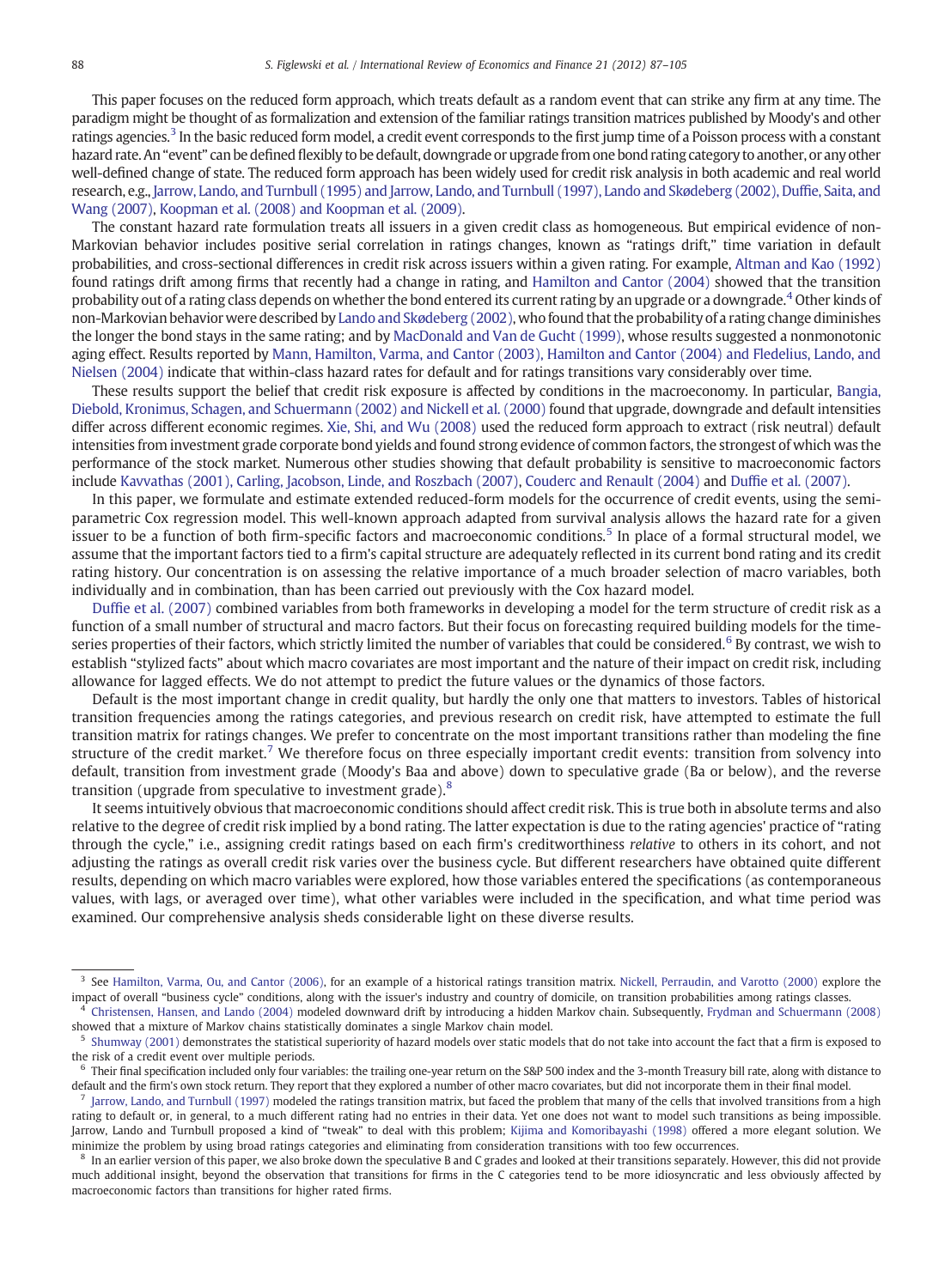This paper focuses on the reduced form approach, which treats default as a random event that can strike any firm at any time. The paradigm might be thought of as formalization and extension of the familiar ratings transition matrices published by Moody's and other ratings agencies.[3] In the basic reduced form model, a credit event corresponds to the first jump time of a Poisson process with a constant hazard rate. An "event" can be defined flexibly to be default, downgrade or upgrade from one bond rating category to another, or any other well-defined change of state. The reduced form approach has been widely used for credit risk analysis in both academic and real world research, e.g., Jarrow, Lando, and Turnbull (1995) and Jarrow, Lando, and Turnbull (1997), Lando and Skødeberg (2002), Duffie, Saita, and Wang (2007), Koopman et al. (2008) and Koopman et al. (2009).

The constant hazard rate formulation treats all issuers in a given credit class as homogeneous. But empirical evidence of non-Markovian behavior includes positive serial correlation in ratings changes, known as "ratings drift," time variation in default probabilities, and cross-sectional differences in credit risk across issuers within a given rating. For example, Altman and Kao (1992) found ratings drift among firms that recently had a change in rating, and Hamilton and Cantor (2004) showed that the transition probability out of a rating class depends on whether the bond entered its current rating by an upgrade or a downgrade.[4] Other kinds of non-Markovian behavior were described by Lando and Skødeberg (2002), who found that the probability of a rating change diminishes the longer the bond stays in the same rating; and by MacDonald and Van de Gucht (1999), whose results suggested a nonmonotonic aging effect. Results reported by Mann, Hamilton, Varma, and Cantor (2003), Hamilton and Cantor (2004) and Fledelius, Lando, and Nielsen (2004) indicate that within-class hazard rates for default and for ratings transitions vary considerably over time.

These results support the belief that credit risk exposure is affected by conditions in the macroeconomy. In particular, Bangia, Diebold, Kronimus, Schagen, and Schuermann (2002) and Nickell et al. (2000) found that upgrade, downgrade and default intensities differ across different economic regimes. Xie, Shi, and Wu (2008) used the reduced form approach to extract (risk neutral) default intensities from investment grade corporate bond yields and found strong evidence of common factors, the strongest of which was the performance of the stock market. Numerous other studies showing that default probability is sensitive to macroeconomic factors include Kavvathas (2001), Carling, Jacobson, Linde, and Roszbach (2007), Couderc and Renault (2004) and Duffie et al. (2007).

In this paper, we formulate and estimate extended reduced-form models for the occurrence of credit events, using the semi-parametric Cox regression model. This well-known approach adapted from survival analysis allows the hazard rate for a given issuer to be a function of both firm-specific factors and macroeconomic conditions.[5] In place of a formal structural model, we assume that the important factors tied to a firm's capital structure are adequately reflected in its current bond rating and its credit rating history. Our concentration is on assessing the relative importance of a much broader selection of macro variables, both individually and in combination, than has been carried out previously with the Cox hazard model.

Duffie et al. (2007) combined variables from both frameworks in developing a model for the term structure of credit risk as a function of a small number of structural and macro factors. But their focus on forecasting required building models for the time-series properties of their factors, which strictly limited the number of variables that could be considered.[6] By contrast, we wish to establish "stylized facts" about which macro covariates are most important and the nature of their impact on credit risk, including allowance for lagged effects. We do not attempt to predict the future values or the dynamics of those factors.

Default is the most important change in credit quality, but hardly the only one that matters to investors. Tables of historical transition frequencies among the ratings categories, and previous research on credit risk, have attempted to estimate the full transition matrix for ratings changes. We prefer to concentrate on the most important transitions rather than modeling the fine structure of the credit market.[7] We therefore focus on three especially important credit events: transition from solvency into default, transition from investment grade (Moody's Baa and above) down to speculative grade (Ba or below), and the reverse transition (upgrade from speculative to investment grade).[8]

It seems intuitively obvious that macroeconomic conditions should affect credit risk. This is true both in absolute terms and also relative to the degree of credit risk implied by a bond rating. The latter expectation is due to the rating agencies' practice of "rating through the cycle," i.e., assigning credit ratings based on each firm's creditworthiness *relative* to others in its cohort, and not adjusting the ratings as overall credit risk varies over the business cycle. But different researchers have obtained quite different results, depending on which macro variables were explored, how those variables entered the specifications (as contemporaneous values, with lags, or averaged over time), what other variables were included in the specification, and what time period was examined. Our comprehensive analysis sheds considerable light on these diverse results.

---

[3] See Hamilton, Varma, Ou, and Cantor (2006), for an example of a historical ratings transition matrix. Nickell, Perraudin, and Varotto (2000) explore the impact of overall "business cycle" conditions, along with the issuer's industry and country of domicile, on transition probabilities among ratings classes.

[4] Christensen, Hansen, and Lando (2004) modeled downward drift by introducing a hidden Markov chain. Subsequently, Frydman and Schuermann (2008) showed that a mixture of Markov chains statistically dominates a single Markov chain model.

[5] Shumway (2001) demonstrates the statistical superiority of hazard models over static models that do not take into account the fact that a firm is exposed to the risk of a credit event over multiple periods.

[6] Their final specification included only four variables: the trailing one-year return on the S&P 500 index and the 3-month Treasury bill rate, along with distance to default and the firm's own stock return. They report that they explored a number of other macro covariates, but did not incorporate them in their final model.

[7] Jarrow, Lando, and Turnbull (1997) modeled the ratings transition matrix, but faced the problem that many of the cells that involved transitions from a high rating to default or, in general, to a much different rating had no entries in their data. Yet one does not want to model such transitions as being impossible. Jarrow, Lando and Turnbull proposed a kind of "tweak" to deal with this problem; Kijima and Komoribayashi (1998) offered a more elegant solution. We minimize the problem by using broad ratings categories and eliminating from consideration transitions with too few occurrences.

[8] In an earlier version of this paper, we also broke down the speculative B and C grades and looked at their transitions separately. However, this did not provide much additional insight, beyond the observation that transitions for firms in the C categories tend to be more idiosyncratic and less obviously affected by macroeconomic factors than transitions for higher rated firms.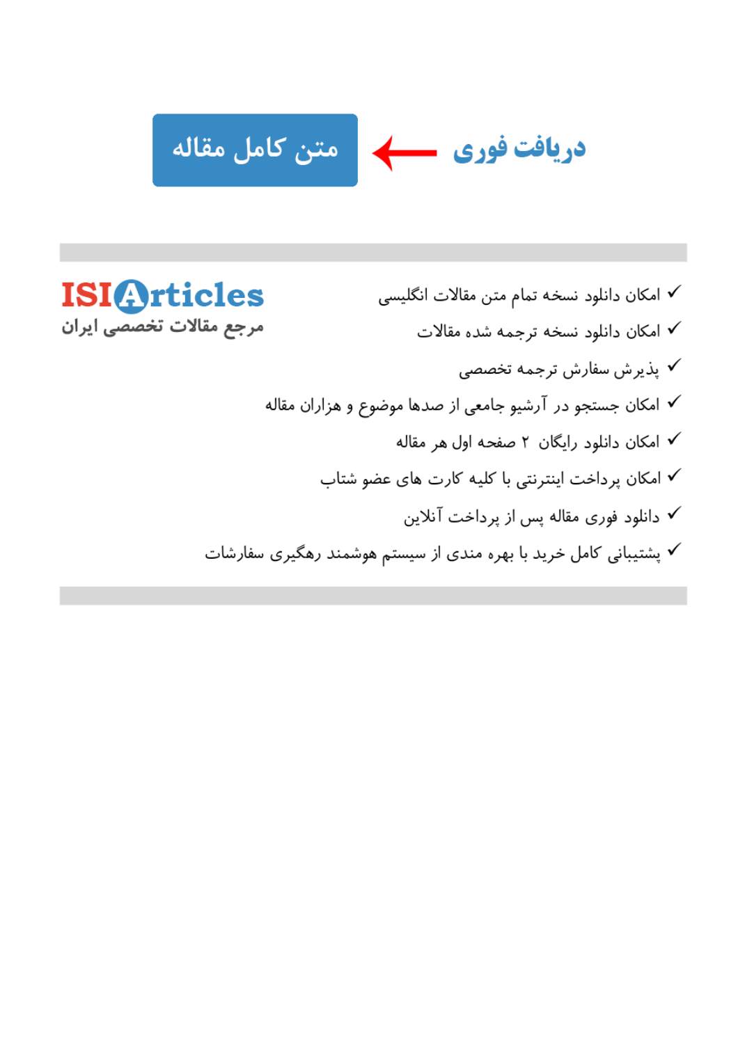دریافت فوری ← **متن کامل مقاله**

**ISIArticles**

مرجع مقالات تخصصی ایران

- ✓ امکان دانلود نسخه تمام متن مقالات انگلیسی
- ✓ امکان دانلود نسخه ترجمه شده مقالات
- ✓ پذیرش سفارش ترجمه تخصصی
- ✓ امکان جستجو در آرشیو جامعی از صدها موضوع و هزاران مقاله
- ✓ امکان دانلود رایگان ۲ صفحه اول هر مقاله
- ✓ امکان پرداخت اینترنتی با کلیه کارت های عضو شتاب
- ✓ دانلود فوری مقاله پس از پرداخت آنلاین
- ✓ پشتیبانی کامل خرید با بهره مندی از سیستم هوشمند رهگیری سفارشات